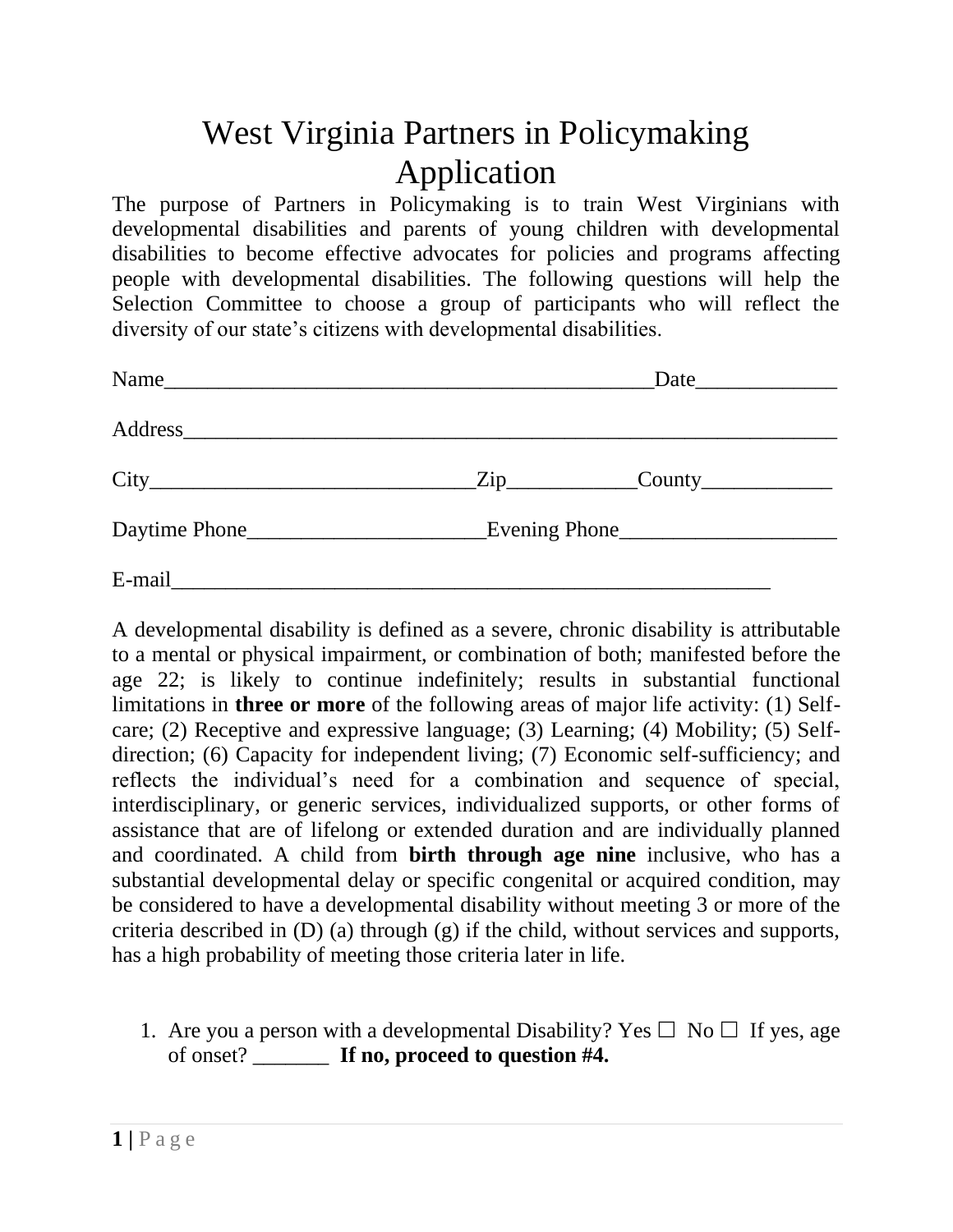# West Virginia Partners in Policymaking Application

The purpose of Partners in Policymaking is to train West Virginians with developmental disabilities and parents of young children with developmental disabilities to become effective advocates for policies and programs affecting people with developmental disabilities. The following questions will help the Selection Committee to choose a group of participants who will reflect the diversity of our state's citizens with developmental disabilities.

Name_______________________________________________Date_____________

Address_______________________________________________________________

City______________________________Zip___________County____________

Daytime Phone______________________Evening Phone____________________

E-mail________________________________________________________

A developmental disability is defined as a severe, chronic disability is attributable to a mental or physical impairment, or combination of both; manifested before the age 22; is likely to continue indefinitely; results in substantial functional limitations in **three or more** of the following areas of major life activity: (1) Self-care; (2) Receptive and expressive language; (3) Learning; (4) Mobility; (5) Self-direction; (6) Capacity for independent living; (7) Economic self-sufficiency; and reflects the individual's need for a combination and sequence of special, interdisciplinary, or generic services, individualized supports, or other forms of assistance that are of lifelong or extended duration and are individually planned and coordinated. A child from **birth through age nine** inclusive, who has a substantial developmental delay or specific congenital or acquired condition, may be considered to have a developmental disability without meeting 3 or more of the criteria described in (D) (a) through (g) if the child, without services and supports, has a high probability of meeting those criteria later in life.

1. Are you a person with a developmental Disability? Yes ☐ No ☐ If yes, age of onset? _______ **If no, proceed to question #4.**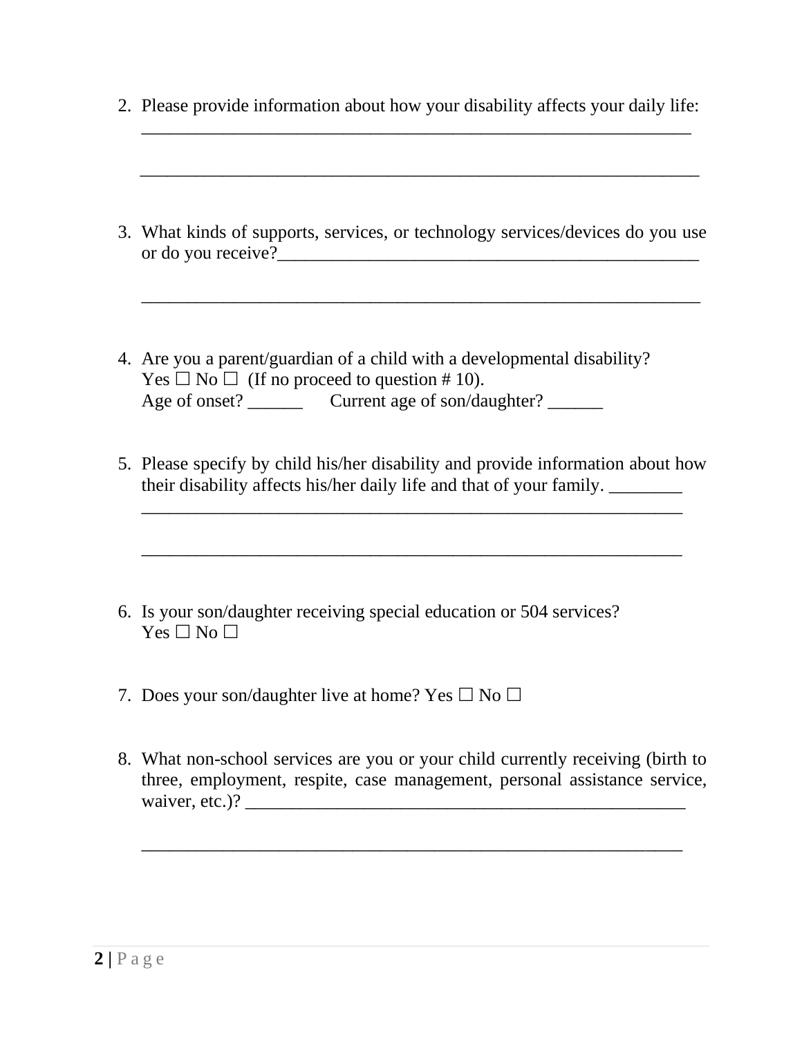2. Please provide information about how your disability affects your daily life: ______________________________________________________________

   ______________________________________________________________

3. What kinds of supports, services, or technology services/devices do you use or do you receive?________________________________________________

   ______________________________________________________________

4. Are you a parent/guardian of a child with a developmental disability?
   Yes ☐ No ☐ (If no proceed to question # 10).
   Age of onset? ______ Current age of son/daughter? ______

5. Please specify by child his/her disability and provide information about how their disability affects his/her daily life and that of your family. ________
   ______________________________________________________________

   ______________________________________________________________

6. Is your son/daughter receiving special education or 504 services?
   Yes ☐ No ☐

7. Does your son/daughter live at home? Yes ☐ No ☐

8. What non-school services are you or your child currently receiving (birth to three, employment, respite, case management, personal assistance service, waiver, etc.)? ________________________________________________

   ______________________________________________________________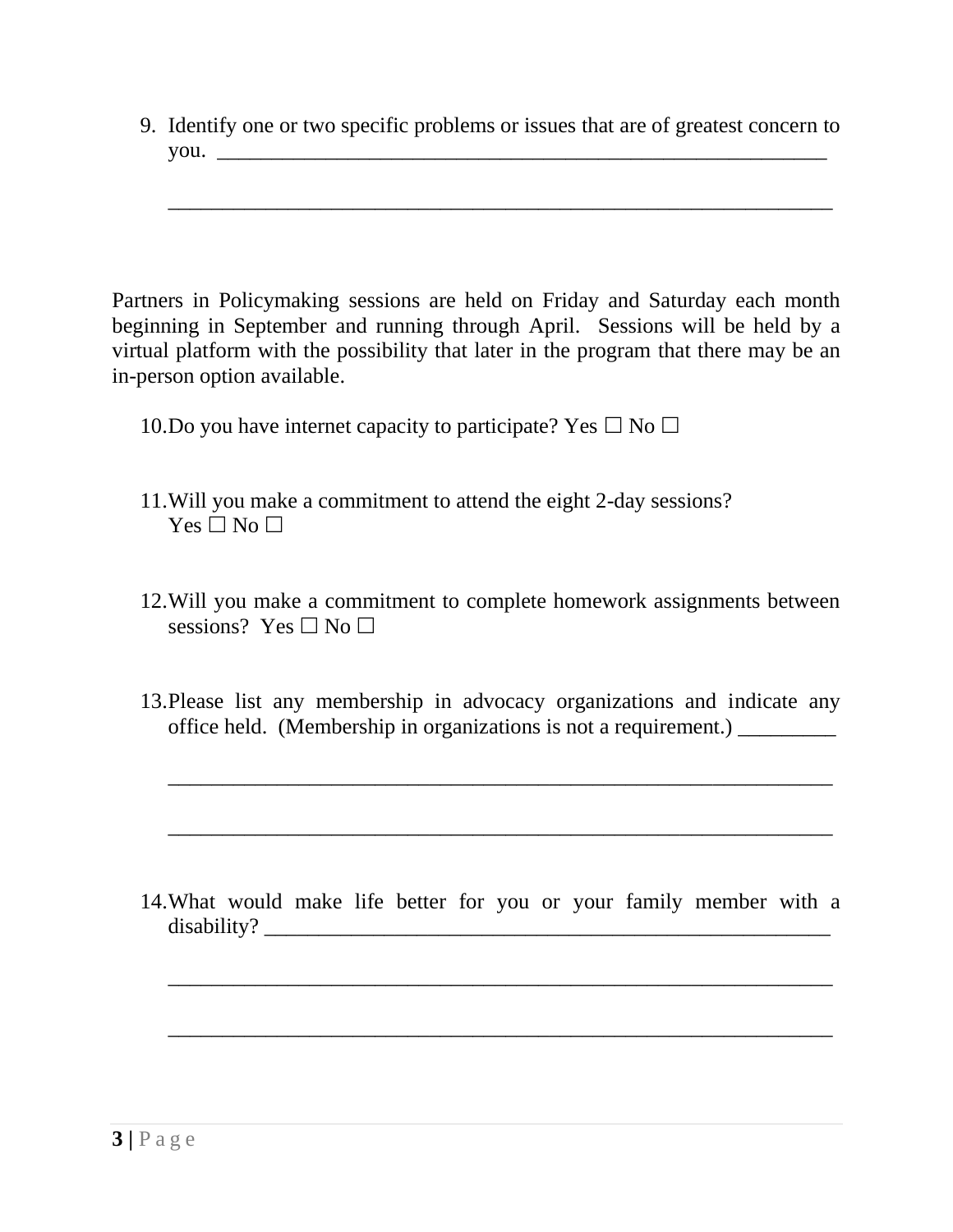9. Identify one or two specific problems or issues that are of greatest concern to you. ____________________________________________________________

   ____________________________________________________________

Partners in Policymaking sessions are held on Friday and Saturday each month beginning in September and running through April. Sessions will be held by a virtual platform with the possibility that later in the program that there may be an in-person option available.

10. Do you have internet capacity to participate? Yes ☐ No ☐

11. Will you make a commitment to attend the eight 2-day sessions?
    Yes ☐ No ☐

12. Will you make a commitment to complete homework assignments between sessions? Yes ☐ No ☐

13. Please list any membership in advocacy organizations and indicate any office held. (Membership in organizations is not a requirement.) _________

    ____________________________________________________________

    ____________________________________________________________

14. What would make life better for you or your family member with a disability? ____________________________________________________

    ____________________________________________________________

    ____________________________________________________________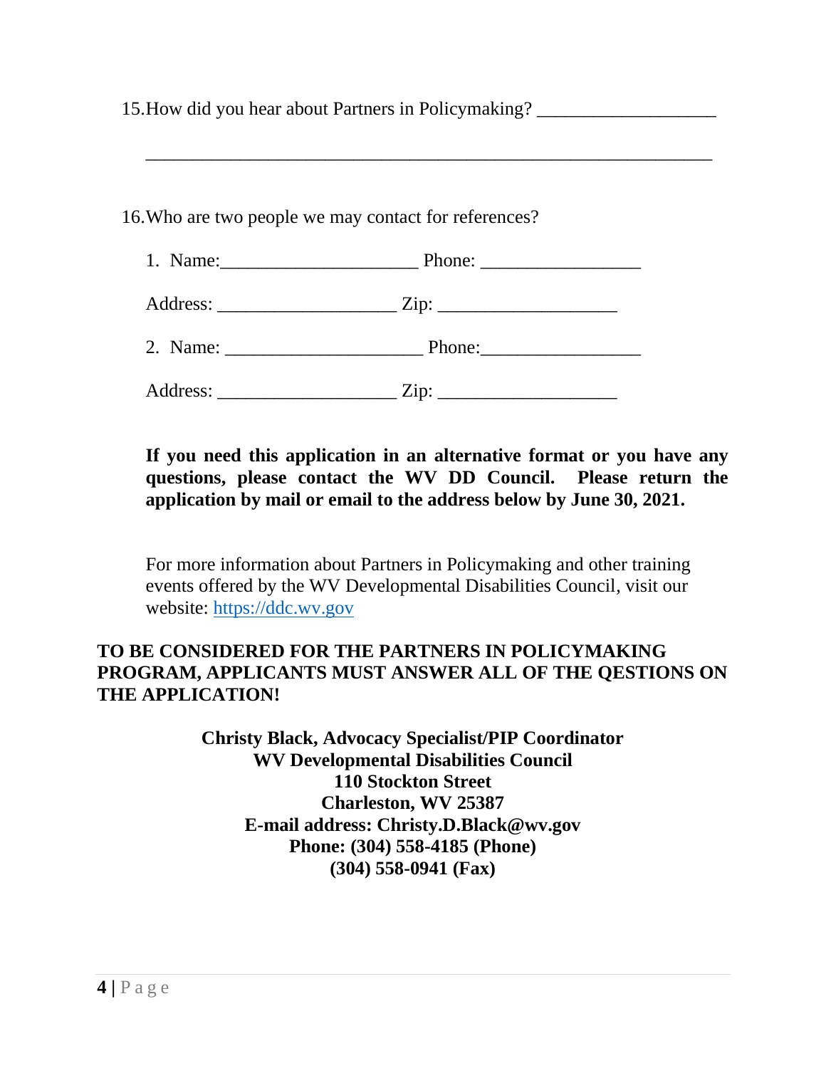15. How did you hear about Partners in Policymaking? ____________________

_____________________________________________________________

16. Who are two people we may contact for references?

1. Name:_____________________ Phone: _________________

Address: ___________________ Zip: ___________________

2. Name: _____________________ Phone:_________________

Address: ___________________ Zip: ___________________

**If you need this application in an alternative format or you have any questions, please contact the WV DD Council. Please return the application by mail or email to the address below by June 30, 2021.**

For more information about Partners in Policymaking and other training events offered by the WV Developmental Disabilities Council, visit our website: https://ddc.wv.gov

**TO BE CONSIDERED FOR THE PARTNERS IN POLICYMAKING PROGRAM, APPLICANTS MUST ANSWER ALL OF THE QESTIONS ON THE APPLICATION!**

**Christy Black, Advocacy Specialist/PIP Coordinator**
**WV Developmental Disabilities Council**
**110 Stockton Street**
**Charleston, WV 25387**
**E-mail address: Christy.D.Black@wv.gov**
**Phone: (304) 558-4185 (Phone)**
**(304) 558-0941 (Fax)**